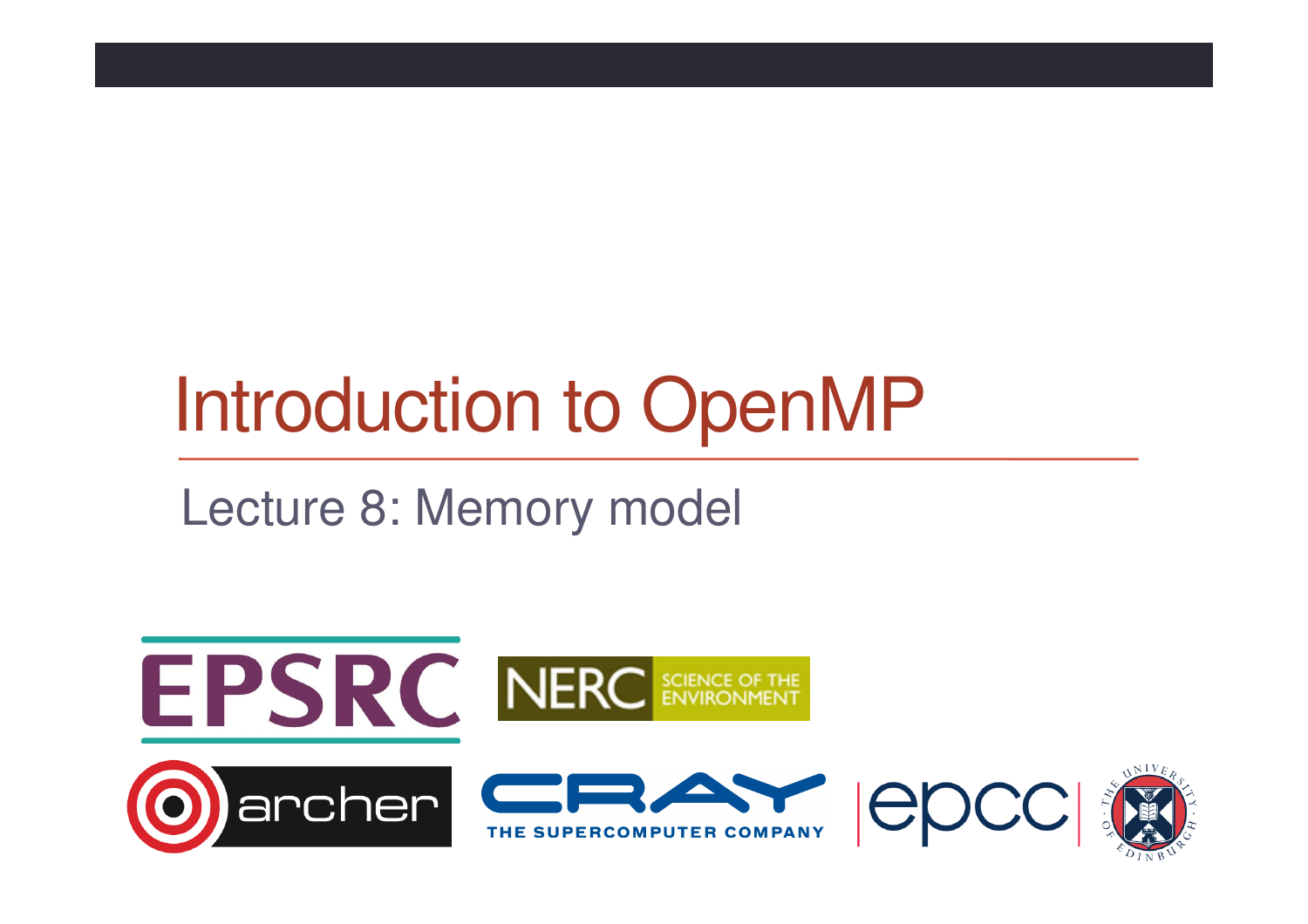# Introduction to OpenMP

## Lecture 8: Memory model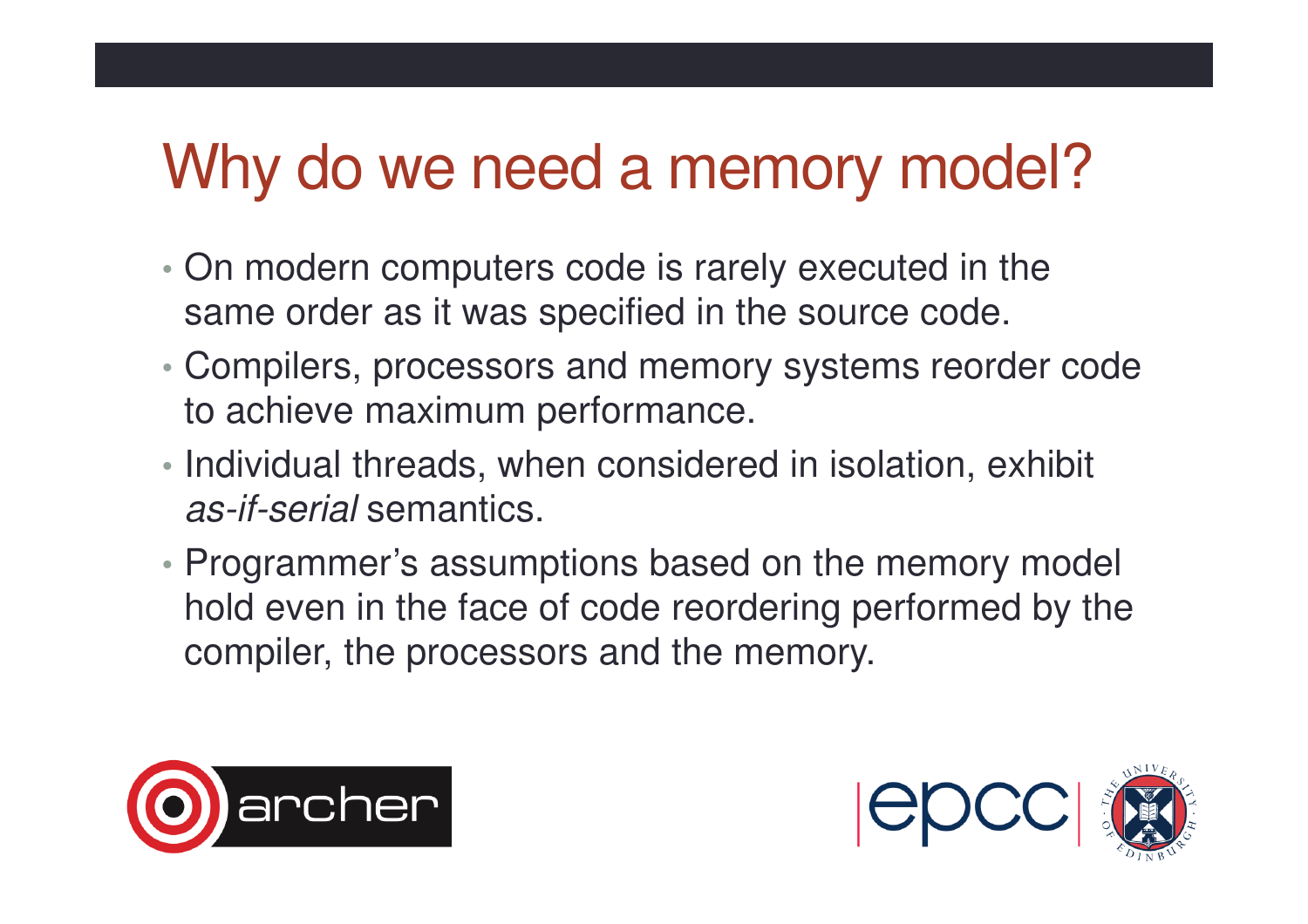# Why do we need a memory model?

- On modern computers code is rarely executed in the same order as it was specified in the source code.
- Compilers, processors and memory systems reorder code to achieve maximum performance.
- Individual threads, when considered in isolation, exhibit *as-if-serial* semantics.
- Programmer's assumptions based on the memory model hold even in the face of code reordering performed by the compiler, the processors and the memory.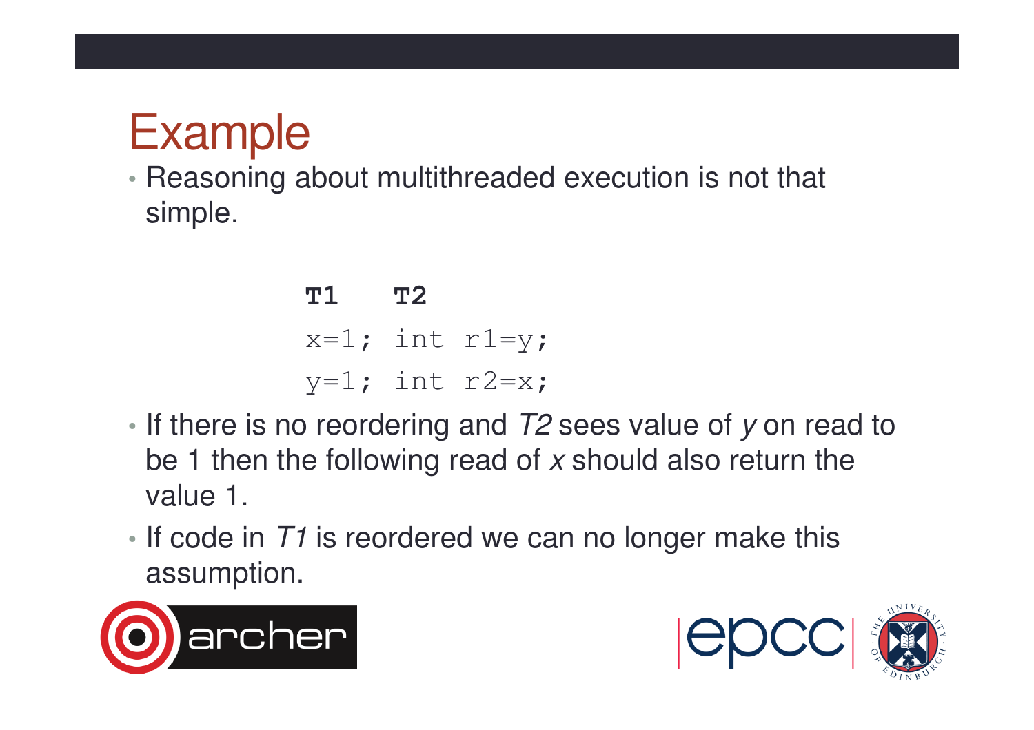# Example

- Reasoning about multithreaded execution is not that simple.

```
T1    T2
x=1;  int r1=y;
y=1;  int r2=x;
```

- If there is no reordering and *T2* sees value of *y* on read to be 1 then the following read of *x* should also return the value 1.
- If code in *T1* is reordered we can no longer make this assumption.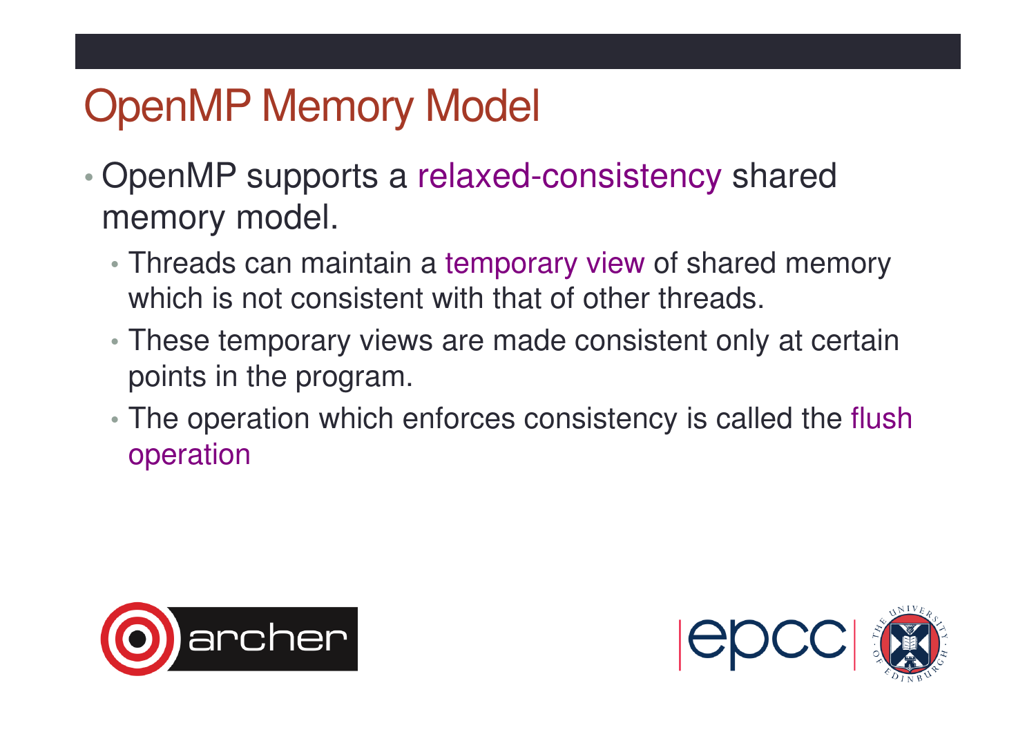# OpenMP Memory Model

- OpenMP supports a relaxed-consistency shared memory model.
  - Threads can maintain a temporary view of shared memory which is not consistent with that of other threads.
  - These temporary views are made consistent only at certain points in the program.
  - The operation which enforces consistency is called the flush operation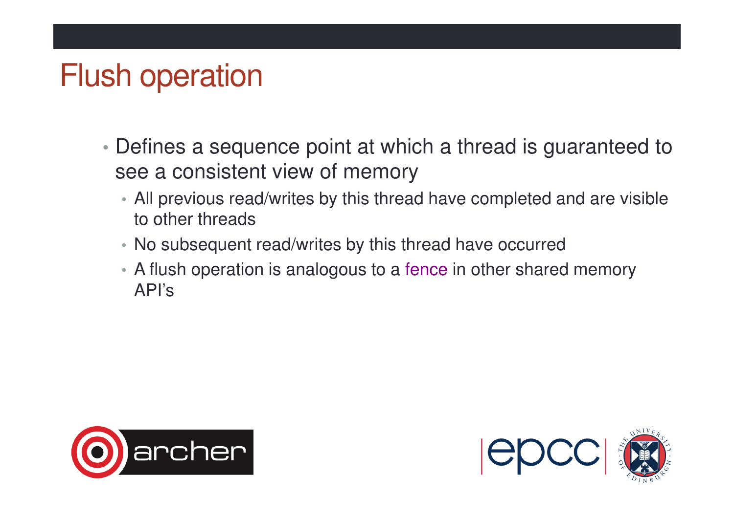# Flush operation

- Defines a sequence point at which a thread is guaranteed to see a consistent view of memory
  - All previous read/writes by this thread have completed and are visible to other threads
  - No subsequent read/writes by this thread have occurred
  - A flush operation is analogous to a fence in other shared memory API's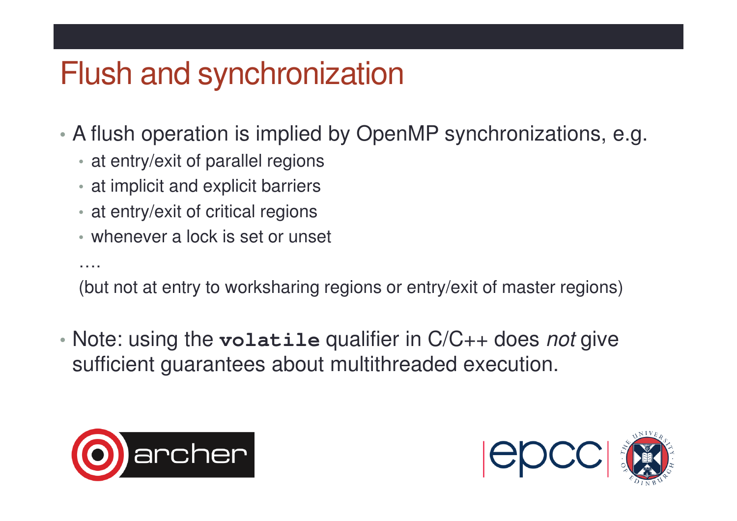# Flush and synchronization

- A flush operation is implied by OpenMP synchronizations, e.g.
  - at entry/exit of parallel regions
  - at implicit and explicit barriers
  - at entry/exit of critical regions
  - whenever a lock is set or unset

  ….

  (but not at entry to worksharing regions or entry/exit of master regions)

- Note: using the **`volatile`** qualifier in C/C++ does *not* give sufficient guarantees about multithreaded execution.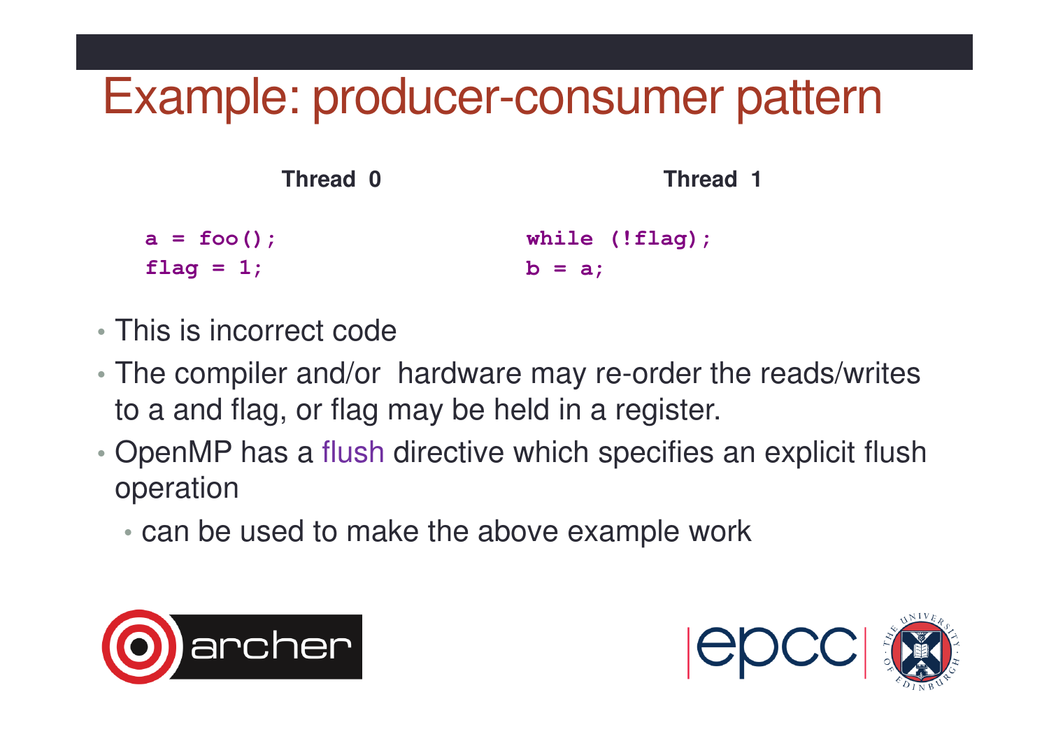# Example: producer-consumer pattern

| Thread 0 | Thread 1 |
| --- | --- |
| `a = foo();` | `while (!flag);` |
| `flag = 1;` | `b = a;` |

- This is incorrect code
- The compiler and/or hardware may re-order the reads/writes to a and flag, or flag may be held in a register.
- OpenMP has a flush directive which specifies an explicit flush operation
  - can be used to make the above example work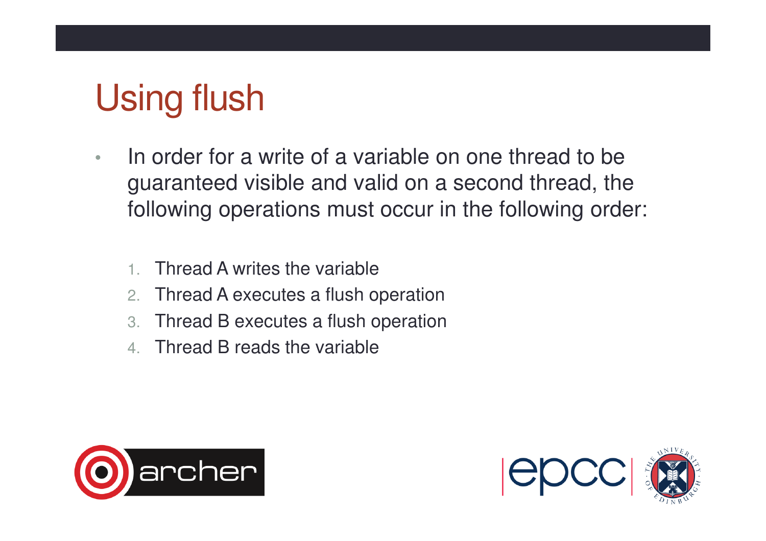# Using flush

- In order for a write of a variable on one thread to be guaranteed visible and valid on a second thread, the following operations must occur in the following order:

    1. Thread A writes the variable
    2. Thread A executes a flush operation
    3. Thread B executes a flush operation
    4. Thread B reads the variable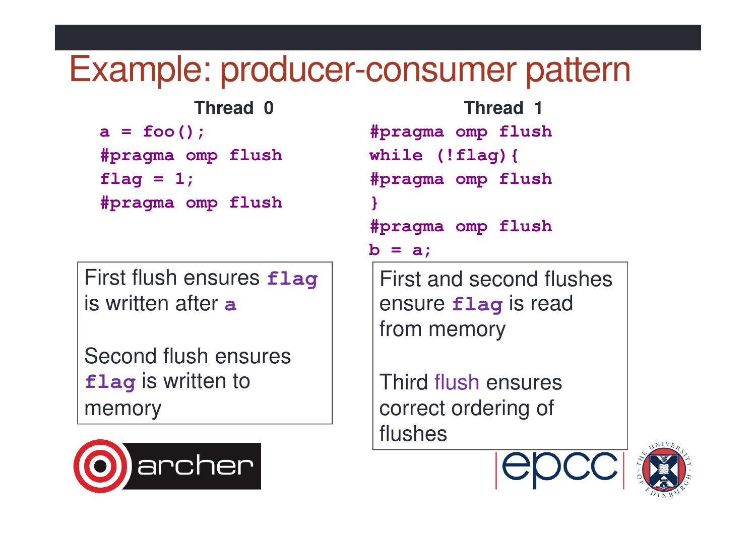# Example: producer-consumer pattern

**Thread 0**

```
a = foo();
#pragma omp flush
flag = 1;
#pragma omp flush
```

First flush ensures `flag` is written after `a`

Second flush ensures `flag` is written to memory

**Thread 1**

```
#pragma omp flush
while (!flag){
#pragma omp flush
}
#pragma omp flush
b = a;
```

First and second flushes ensure `flag` is read from memory

Third flush ensures correct ordering of flushes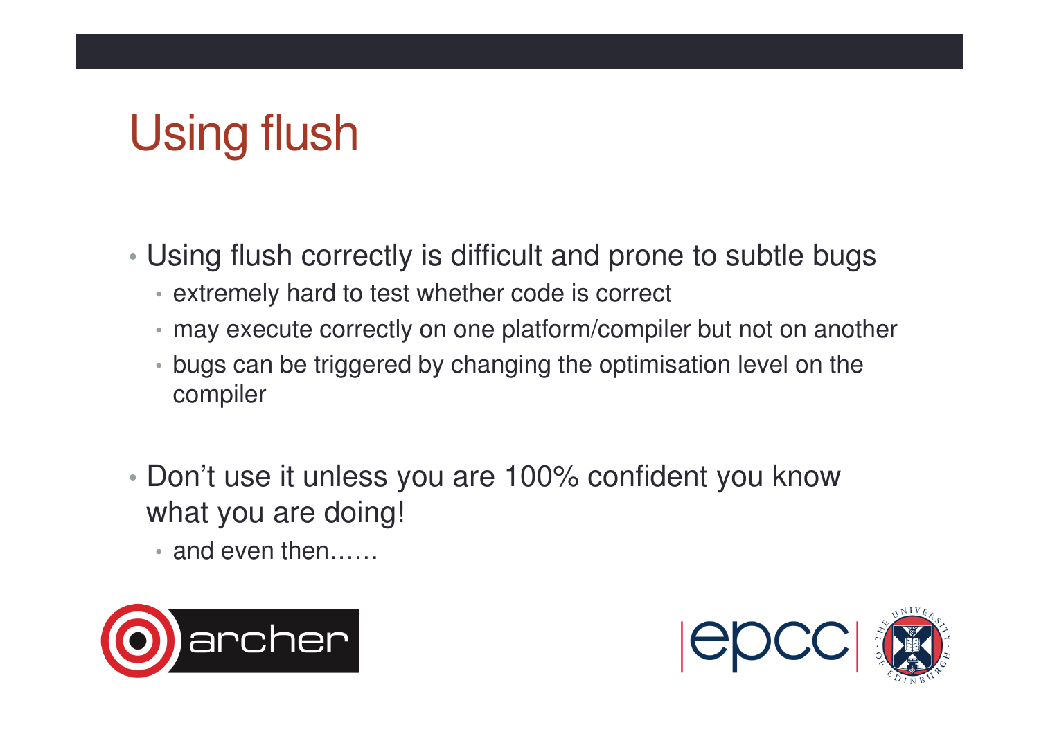# Using flush

- Using flush correctly is difficult and prone to subtle bugs
  - extremely hard to test whether code is correct
  - may execute correctly on one platform/compiler but not on another
  - bugs can be triggered by changing the optimisation level on the compiler
- Don’t use it unless you are 100% confident you know what you are doing!
  - and even then……